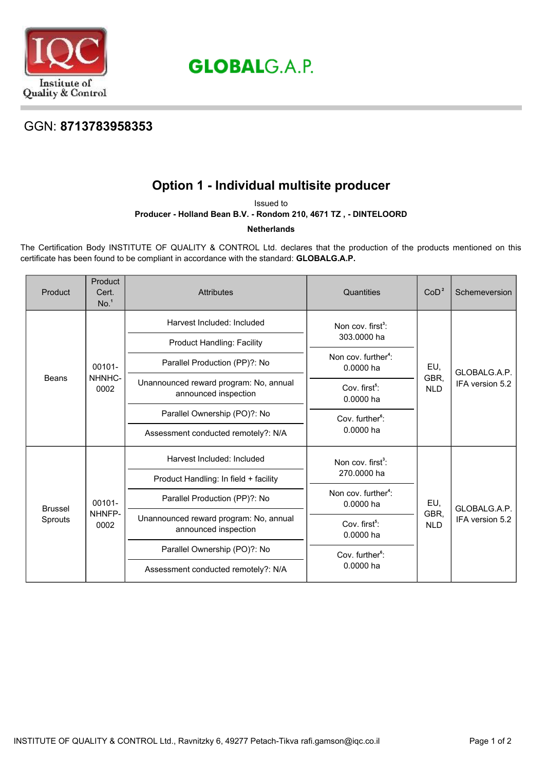GLOBALG.A.P.

GGN: **8713783958353**

# Option 1 - Individual multisite producer

Issued to

**Producer - Holland Bean B.V. - Rondom 210, 4671 TZ , - DINTELOORD**

**Netherlands**

The Certification Body INSTITUTE OF QUALITY & CONTROL Ltd. declares that the production of the products mentioned on this certificate has been found to be compliant in accordance with the standard: **GLOBALG.A.P.**

| Product | Product Cert. No.[1] | Attributes | Quantities | CoD[2] | Schemeversion |
|---|---|---|---|---|---|
| Beans | 00101-NHNHC-0002 | Harvest Included: Included<br>Product Handling: Facility<br>Parallel Production (PP)?: No<br>Unannounced reward program: No, annual announced inspection<br>Parallel Ownership (PO)?: No<br>Assessment conducted remotely?: N/A | Non cov. first[3]: 303.0000 ha<br>Non cov. further[4]: 0.0000 ha<br>Cov. first[5]: 0.0000 ha<br>Cov. further[6]: 0.0000 ha | EU, GBR, NLD | GLOBALG.A.P. IFA version 5.2 |
| Brussel Sprouts | 00101-NHNFP-0002 | Harvest Included: Included<br>Product Handling: In field + facility<br>Parallel Production (PP)?: No<br>Unannounced reward program: No, annual announced inspection<br>Parallel Ownership (PO)?: No<br>Assessment conducted remotely?: N/A | Non cov. first[3]: 270.0000 ha<br>Non cov. further[4]: 0.0000 ha<br>Cov. first[5]: 0.0000 ha<br>Cov. further[6]: 0.0000 ha | EU, GBR, NLD | GLOBALG.A.P. IFA version 5.2 |

INSTITUTE OF QUALITY & CONTROL Ltd., Ravnitzky 6, 49277 Petach-Tikva rafi.gamson@iqc.co.il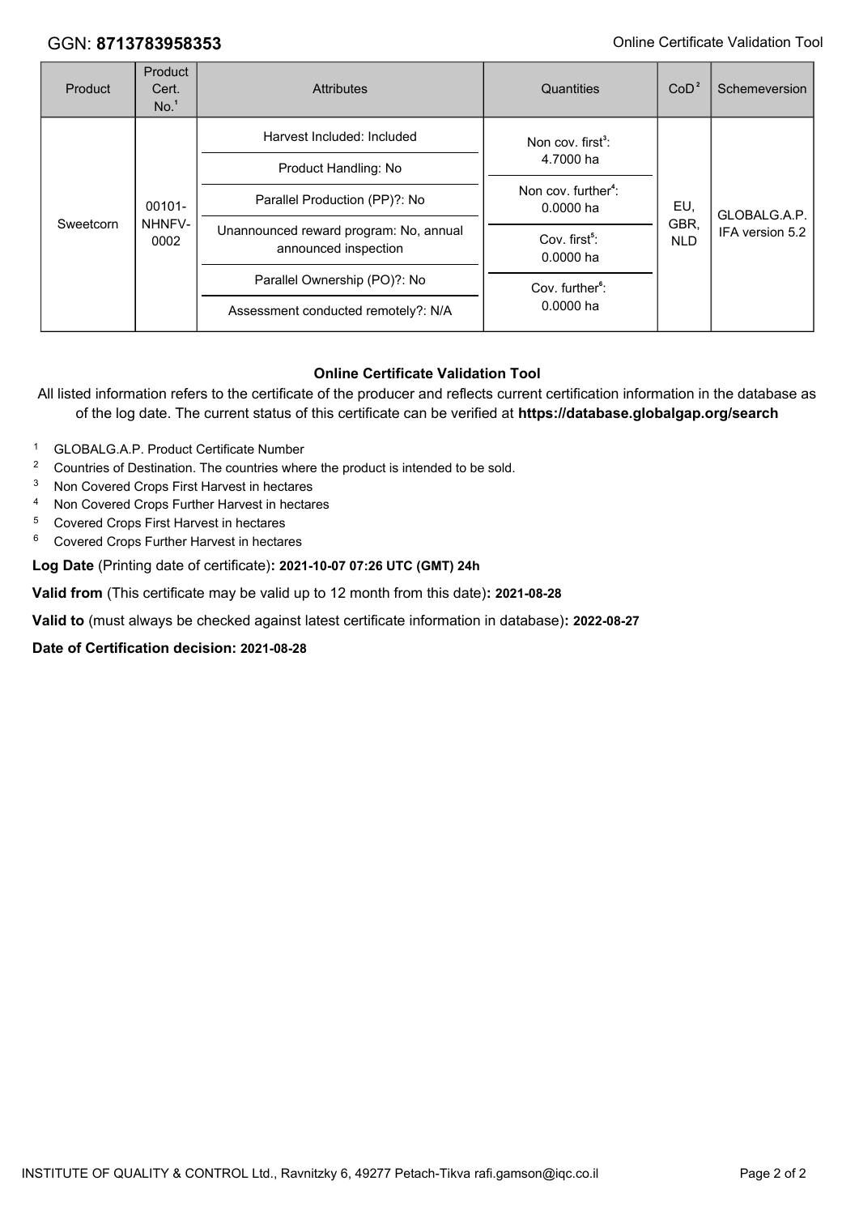GGN: **8713783958353**

Online Certificate Validation Tool

| Product | Product Cert. No.[1] | Attributes | Quantities | CoD[2] | Schemeversion |
|---|---|---|---|---|---|
| Sweetcorn | 00101-NHNFV-0002 | Harvest Included: Included<br>Product Handling: No<br>Parallel Production (PP)?: No<br>Unannounced reward program: No, annual announced inspection<br>Parallel Ownership (PO)?: No<br>Assessment conducted remotely?: N/A | Non cov. first[3]: 4.7000 ha<br>Non cov. further[4]: 0.0000 ha<br>Cov. first[5]: 0.0000 ha<br>Cov. further[6]: 0.0000 ha | EU, GBR, NLD | GLOBALG.A.P. IFA version 5.2 |

**Online Certificate Validation Tool**

All listed information refers to the certificate of the producer and reflects current certification information in the database as of the log date. The current status of this certificate can be verified at **https://database.globalgap.org/search**

1. GLOBALG.A.P. Product Certificate Number
2. Countries of Destination. The countries where the product is intended to be sold.
3. Non Covered Crops First Harvest in hectares
4. Non Covered Crops Further Harvest in hectares
5. Covered Crops First Harvest in hectares
6. Covered Crops Further Harvest in hectares

**Log Date** (Printing date of certificate)**: 2021-10-07 07:26 UTC (GMT) 24h**

**Valid from** (This certificate may be valid up to 12 month from this date)**: 2021-08-28**

**Valid to** (must always be checked against latest certificate information in database)**: 2022-08-27**

**Date of Certification decision: 2021-08-28**

INSTITUTE OF QUALITY & CONTROL Ltd., Ravnitzky 6, 49277 Petach-Tikva rafi.gamson@iqc.co.il